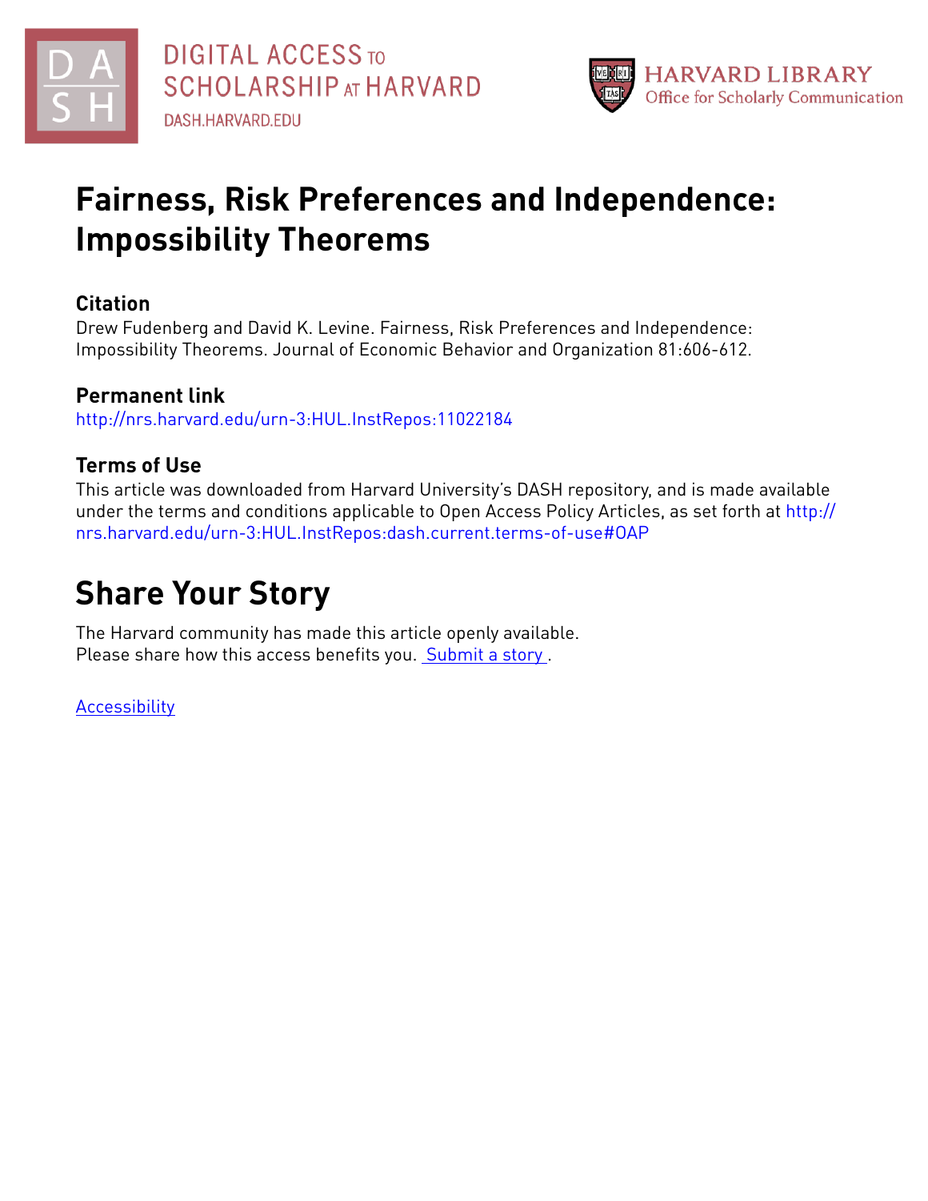DIGITAL ACCESS TO SCHOLARSHIP AT HARVARD

DASH.HARVARD.EDU

HARVARD LIBRARY
Office for Scholarly Communication

# Fairness, Risk Preferences and Independence: Impossibility Theorems

## Citation

Drew Fudenberg and David K. Levine. Fairness, Risk Preferences and Independence: Impossibility Theorems. Journal of Economic Behavior and Organization 81:606-612.

## Permanent link

http://nrs.harvard.edu/urn-3:HUL.InstRepos:11022184

## Terms of Use

This article was downloaded from Harvard University's DASH repository, and is made available under the terms and conditions applicable to Open Access Policy Articles, as set forth at http://nrs.harvard.edu/urn-3:HUL.InstRepos:dash.current.terms-of-use#OAP

# Share Your Story

The Harvard community has made this article openly available.
Please share how this access benefits you. Submit a story .

Accessibility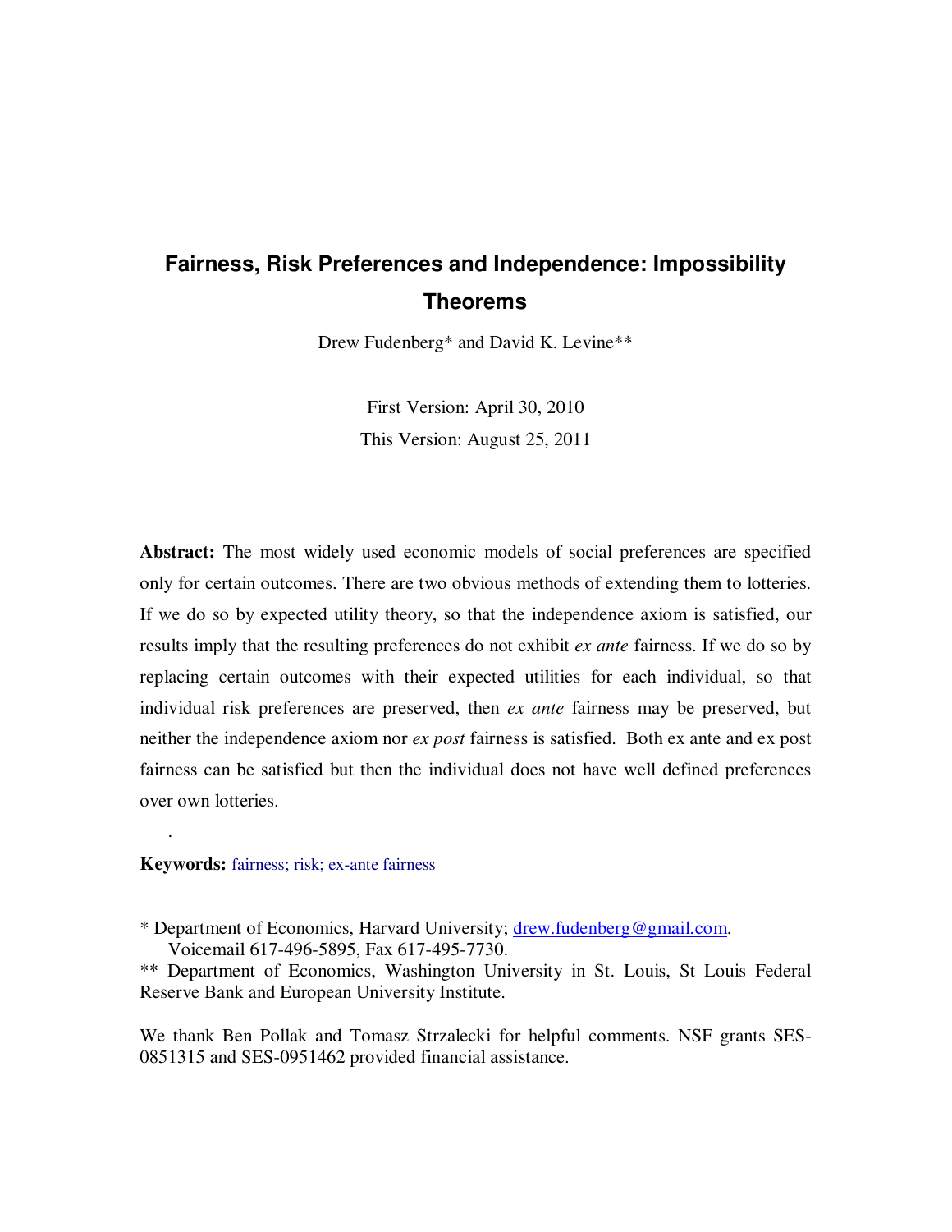# Fairness, Risk Preferences and Independence: Impossibility Theorems

Drew Fudenberg* and David K. Levine**

First Version: April 30, 2010

This Version: August 25, 2011

**Abstract:** The most widely used economic models of social preferences are specified only for certain outcomes. There are two obvious methods of extending them to lotteries. If we do so by expected utility theory, so that the independence axiom is satisfied, our results imply that the resulting preferences do not exhibit *ex ante* fairness. If we do so by replacing certain outcomes with their expected utilities for each individual, so that individual risk preferences are preserved, then *ex ante* fairness may be preserved, but neither the independence axiom nor *ex post* fairness is satisfied. Both ex ante and ex post fairness can be satisfied but then the individual does not have well defined preferences over own lotteries.

.

**Keywords:** fairness; risk; ex-ante fairness

\* Department of Economics, Harvard University; drew.fudenberg@gmail.com.
Voicemail 617-496-5895, Fax 617-495-7730.

\*\* Department of Economics, Washington University in St. Louis, St Louis Federal Reserve Bank and European University Institute.

We thank Ben Pollak and Tomasz Strzalecki for helpful comments. NSF grants SES-0851315 and SES-0951462 provided financial assistance.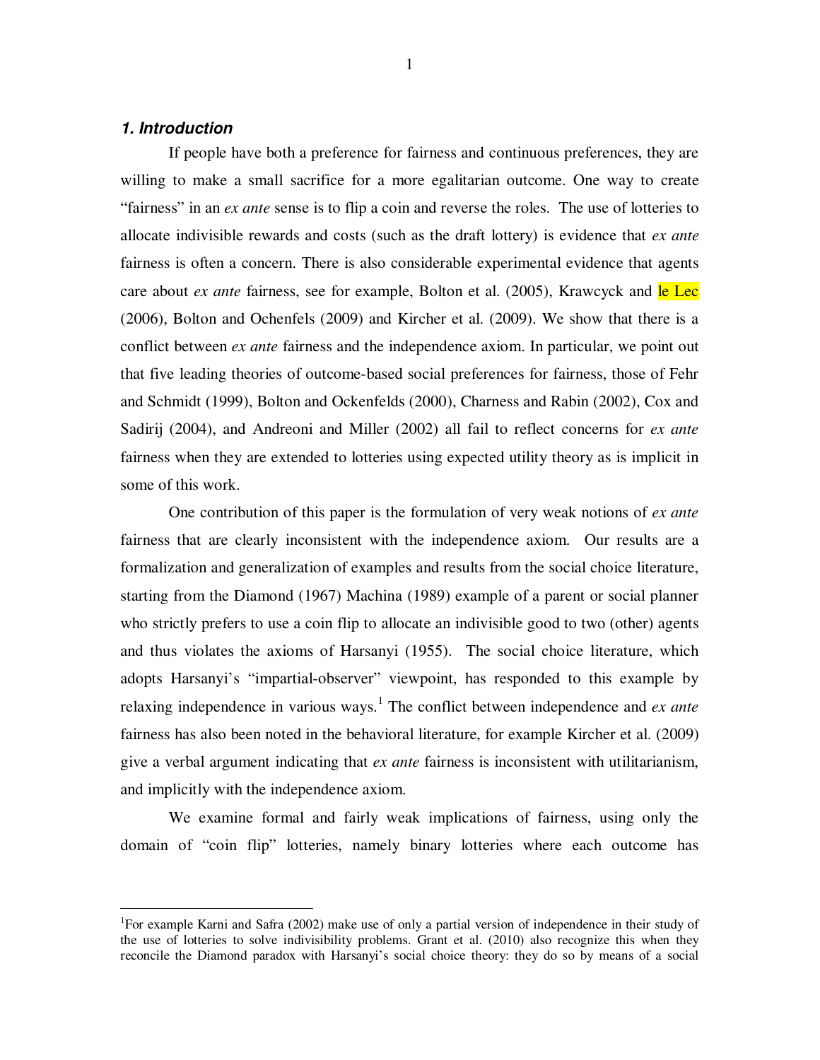### *1. Introduction*

If people have both a preference for fairness and continuous preferences, they are willing to make a small sacrifice for a more egalitarian outcome. One way to create "fairness" in an *ex ante* sense is to flip a coin and reverse the roles. The use of lotteries to allocate indivisible rewards and costs (such as the draft lottery) is evidence that *ex ante* fairness is often a concern. There is also considerable experimental evidence that agents care about *ex ante* fairness, see for example, Bolton et al. (2005), Krawcyck and le Lec (2006), Bolton and Ochenfels (2009) and Kircher et al. (2009). We show that there is a conflict between *ex ante* fairness and the independence axiom. In particular, we point out that five leading theories of outcome-based social preferences for fairness, those of Fehr and Schmidt (1999), Bolton and Ockenfelds (2000), Charness and Rabin (2002), Cox and Sadirij (2004), and Andreoni and Miller (2002) all fail to reflect concerns for *ex ante* fairness when they are extended to lotteries using expected utility theory as is implicit in some of this work.

One contribution of this paper is the formulation of very weak notions of *ex ante* fairness that are clearly inconsistent with the independence axiom. Our results are a formalization and generalization of examples and results from the social choice literature, starting from the Diamond (1967) Machina (1989) example of a parent or social planner who strictly prefers to use a coin flip to allocate an indivisible good to two (other) agents and thus violates the axioms of Harsanyi (1955). The social choice literature, which adopts Harsanyi's "impartial-observer" viewpoint, has responded to this example by relaxing independence in various ways.[1] The conflict between independence and *ex ante* fairness has also been noted in the behavioral literature, for example Kircher et al. (2009) give a verbal argument indicating that *ex ante* fairness is inconsistent with utilitarianism, and implicitly with the independence axiom.

We examine formal and fairly weak implications of fairness, using only the domain of "coin flip" lotteries, namely binary lotteries where each outcome has

---

[1]For example Karni and Safra (2002) make use of only a partial version of independence in their study of the use of lotteries to solve indivisibility problems. Grant et al. (2010) also recognize this when they reconcile the Diamond paradox with Harsanyi's social choice theory: they do so by means of a social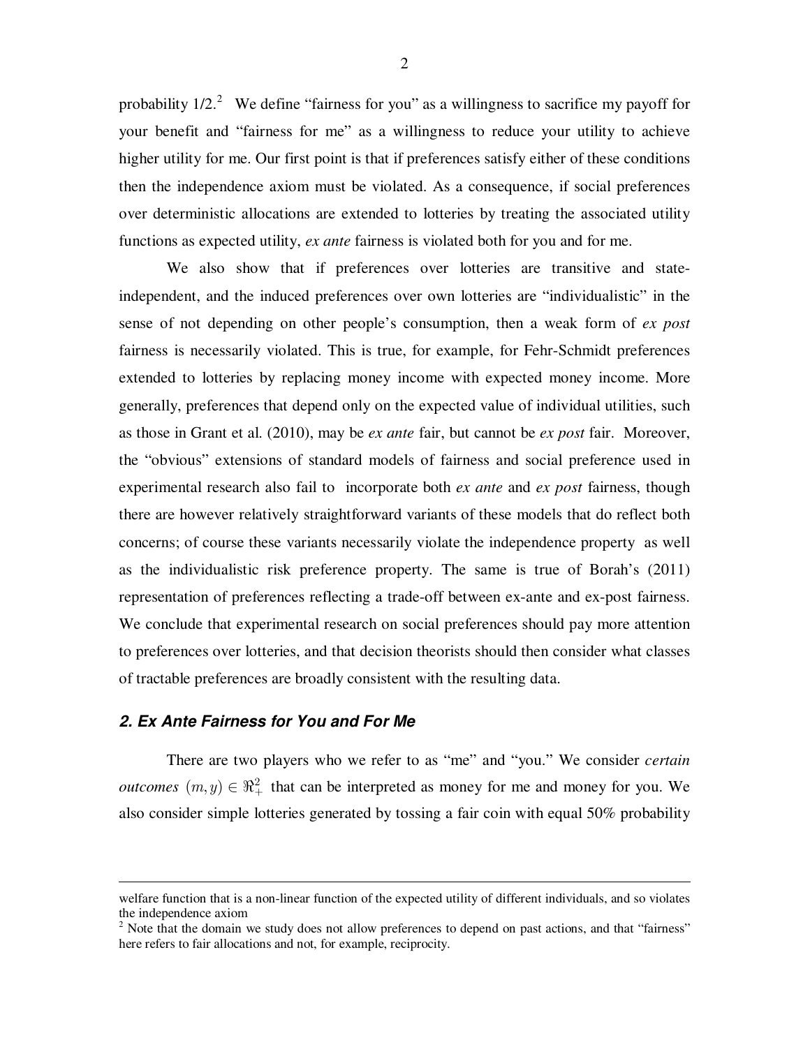probability 1/2.[2] We define "fairness for you" as a willingness to sacrifice my payoff for your benefit and "fairness for me" as a willingness to reduce your utility to achieve higher utility for me. Our first point is that if preferences satisfy either of these conditions then the independence axiom must be violated. As a consequence, if social preferences over deterministic allocations are extended to lotteries by treating the associated utility functions as expected utility, *ex ante* fairness is violated both for you and for me.

We also show that if preferences over lotteries are transitive and state-independent, and the induced preferences over own lotteries are "individualistic" in the sense of not depending on other people's consumption, then a weak form of *ex post* fairness is necessarily violated. This is true, for example, for Fehr-Schmidt preferences extended to lotteries by replacing money income with expected money income. More generally, preferences that depend only on the expected value of individual utilities, such as those in Grant et al. (2010), may be *ex ante* fair, but cannot be *ex post* fair. Moreover, the "obvious" extensions of standard models of fairness and social preference used in experimental research also fail to incorporate both *ex ante* and *ex post* fairness, though there are however relatively straightforward variants of these models that do reflect both concerns; of course these variants necessarily violate the independence property as well as the individualistic risk preference property. The same is true of Borah's (2011) representation of preferences reflecting a trade-off between ex-ante and ex-post fairness. We conclude that experimental research on social preferences should pay more attention to preferences over lotteries, and that decision theorists should then consider what classes of tractable preferences are broadly consistent with the resulting data.

## 2. Ex Ante Fairness for You and For Me

There are two players who we refer to as "me" and "you." We consider *certain outcomes* $(m, y) \in \Re_+^2$ that can be interpreted as money for me and money for you. We also consider simple lotteries generated by tossing a fair coin with equal 50% probability

---

welfare function that is a non-linear function of the expected utility of different individuals, and so violates the independence axiom

[2] Note that the domain we study does not allow preferences to depend on past actions, and that "fairness" here refers to fair allocations and not, for example, reciprocity.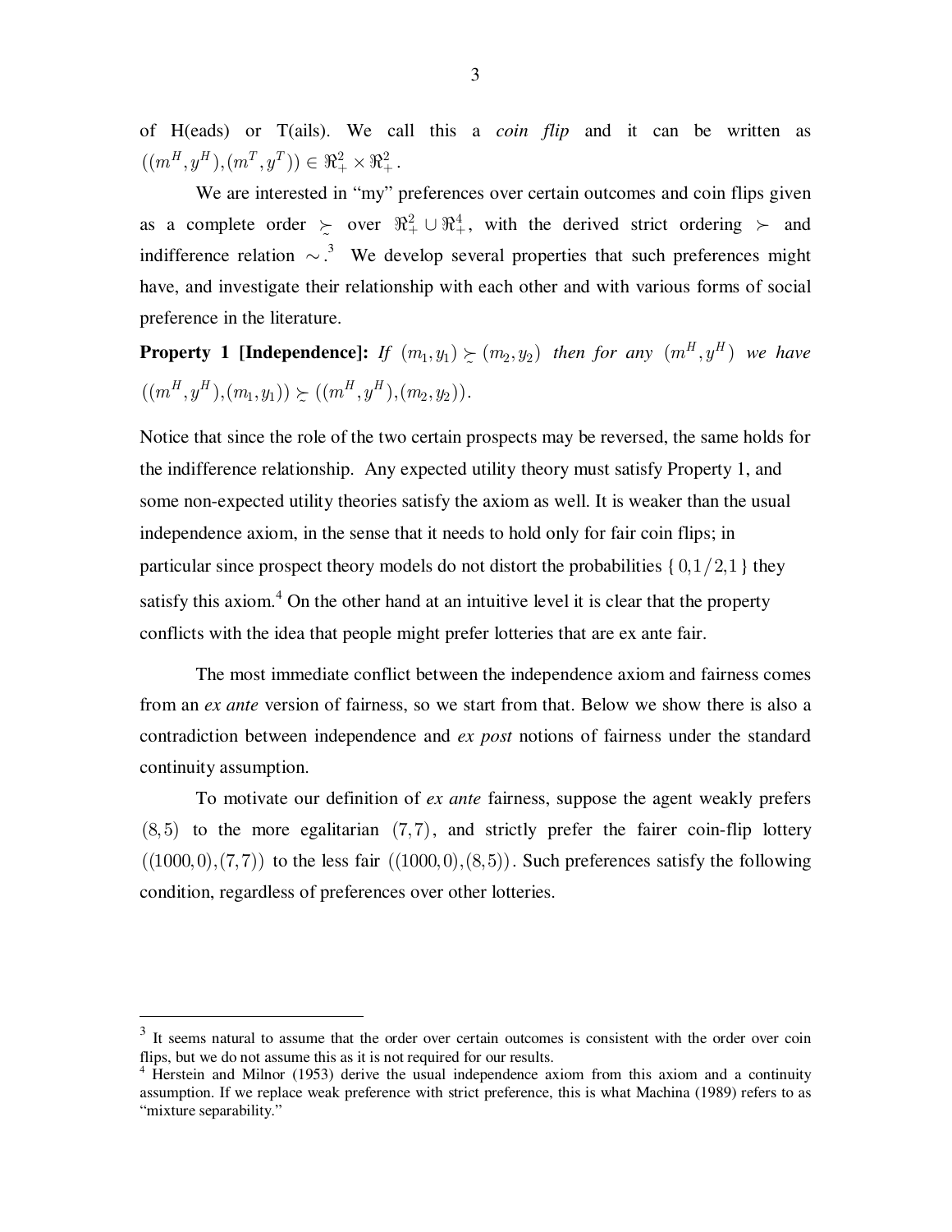of H(eads) or T(ails). We call this a *coin flip* and it can be written as $((m^H, y^H), (m^T, y^T)) \in \Re_+^2 \times \Re_+^2$.

We are interested in "my" preferences over certain outcomes and coin flips given as a complete order $\succsim$ over $\Re_+^2 \cup \Re_+^4$, with the derived strict ordering $\succ$ and indifference relation $\sim$.[3] We develop several properties that such preferences might have, and investigate their relationship with each other and with various forms of social preference in the literature.

**Property 1 [Independence]:** *If* $(m_1, y_1) \succsim (m_2, y_2)$ *then for any* $(m^H, y^H)$ *we have* $((m^H, y^H), (m_1, y_1)) \succsim ((m^H, y^H), (m_2, y_2))$.

Notice that since the role of the two certain prospects may be reversed, the same holds for the indifference relationship. Any expected utility theory must satisfy Property 1, and some non-expected utility theories satisfy the axiom as well. It is weaker than the usual independence axiom, in the sense that it needs to hold only for fair coin flips; in particular since prospect theory models do not distort the probabilities $\{0, 1/2, 1\}$ they satisfy this axiom.[4] On the other hand at an intuitive level it is clear that the property conflicts with the idea that people might prefer lotteries that are ex ante fair.

The most immediate conflict between the independence axiom and fairness comes from an *ex ante* version of fairness, so we start from that. Below we show there is also a contradiction between independence and *ex post* notions of fairness under the standard continuity assumption.

To motivate our definition of *ex ante* fairness, suppose the agent weakly prefers $(8,5)$ to the more egalitarian $(7,7)$, and strictly prefer the fairer coin-flip lottery $((1000,0),(7,7))$ to the less fair $((1000,0),(8,5))$. Such preferences satisfy the following condition, regardless of preferences over other lotteries.

---

[3] It seems natural to assume that the order over certain outcomes is consistent with the order over coin flips, but we do not assume this as it is not required for our results.

[4] Herstein and Milnor (1953) derive the usual independence axiom from this axiom and a continuity assumption. If we replace weak preference with strict preference, this is what Machina (1989) refers to as "mixture separability."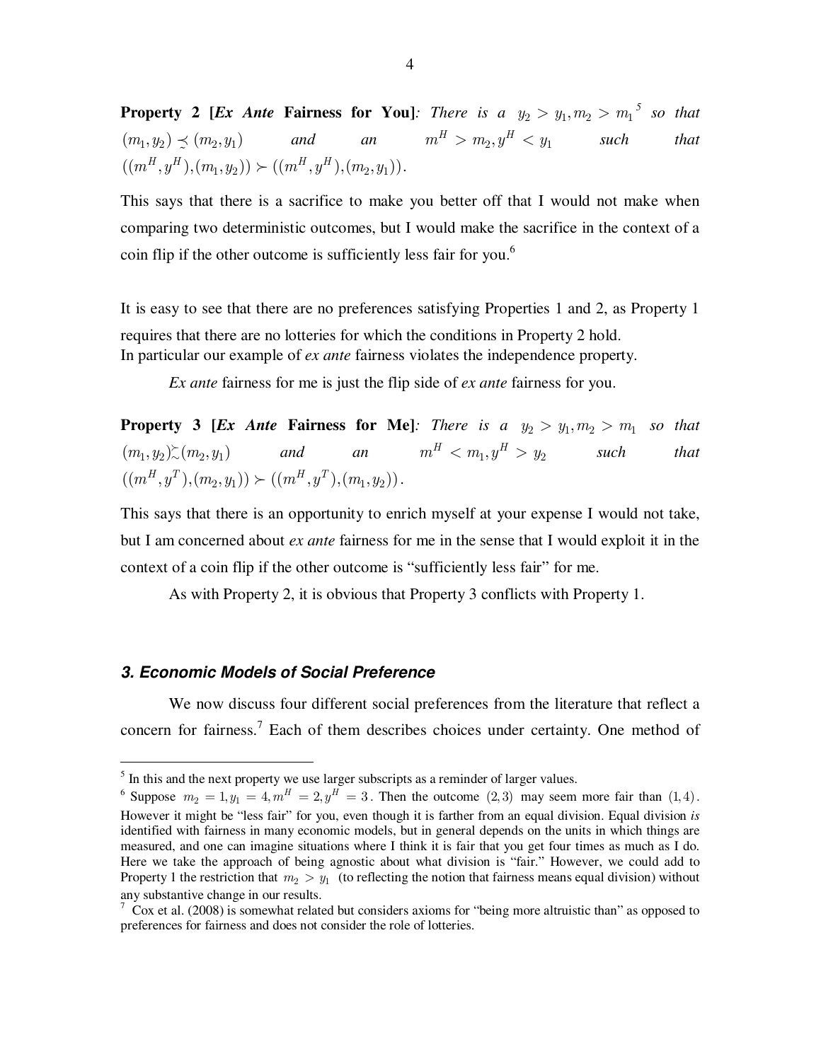**Property 2 [*Ex Ante* Fairness for You]**: *There is a* $y_2 > y_1, m_2 > m_1$[5] *so that* $(m_1, y_2) \precsim (m_2, y_1)$ *and an* $m^H > m_2, y^H < y_1$ *such that* $((m^H, y^H), (m_1, y_2)) \succ ((m^H, y^H), (m_2, y_1))$.

This says that there is a sacrifice to make you better off that I would not make when comparing two deterministic outcomes, but I would make the sacrifice in the context of a coin flip if the other outcome is sufficiently less fair for you.[6]

It is easy to see that there are no preferences satisfying Properties 1 and 2, as Property 1 requires that there are no lotteries for which the conditions in Property 2 hold. In particular our example of *ex ante* fairness violates the independence property.

*Ex ante* fairness for me is just the flip side of *ex ante* fairness for you.

**Property 3 [*Ex Ante* Fairness for Me]**: *There is a* $y_2 > y_1, m_2 > m_1$ *so that* $(m_1, y_2) \succsim (m_2, y_1)$ *and an* $m^H < m_1, y^H > y_2$ *such that* $((m^H, y^T), (m_2, y_1)) \succ ((m^H, y^T), (m_1, y_2))$.

This says that there is an opportunity to enrich myself at your expense I would not take, but I am concerned about *ex ante* fairness for me in the sense that I would exploit it in the context of a coin flip if the other outcome is "sufficiently less fair" for me.

As with Property 2, it is obvious that Property 3 conflicts with Property 1.

### *3. Economic Models of Social Preference*

We now discuss four different social preferences from the literature that reflect a concern for fairness.[7] Each of them describes choices under certainty. One method of

---

[5] In this and the next property we use larger subscripts as a reminder of larger values.

[6] Suppose $m_2 = 1, y_1 = 4, m^H = 2, y^H = 3$. Then the outcome $(2,3)$ may seem more fair than $(1,4)$. However it might be "less fair" for you, even though it is farther from an equal division. Equal division *is* identified with fairness in many economic models, but in general depends on the units in which things are measured, and one can imagine situations where I think it is fair that you get four times as much as I do. Here we take the approach of being agnostic about what division is "fair." However, we could add to Property 1 the restriction that $m_2 > y_1$ (to reflecting the notion that fairness means equal division) without any substantive change in our results.

[7] Cox et al. (2008) is somewhat related but considers axioms for "being more altruistic than" as opposed to preferences for fairness and does not consider the role of lotteries.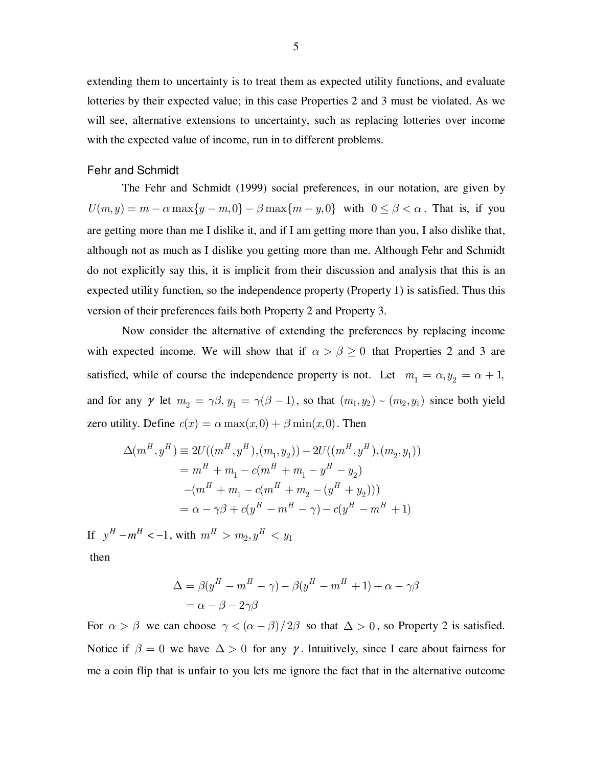extending them to uncertainty is to treat them as expected utility functions, and evaluate lotteries by their expected value; in this case Properties 2 and 3 must be violated. As we will see, alternative extensions to uncertainty, such as replacing lotteries over income with the expected value of income, run in to different problems.

## Fehr and Schmidt

The Fehr and Schmidt (1999) social preferences, in our notation, are given by $U(m,y) = m - \alpha \max\{y-m,0\} - \beta \max\{m-y,0\}$ with $0 \le \beta < \alpha$. That is, if you are getting more than me I dislike it, and if I am getting more than you, I also dislike that, although not as much as I dislike you getting more than me. Although Fehr and Schmidt do not explicitly say this, it is implicit from their discussion and analysis that this is an expected utility function, so the independence property (Property 1) is satisfied. Thus this version of their preferences fails both Property 2 and Property 3.

Now consider the alternative of extending the preferences by replacing income with expected income. We will show that if $\alpha > \beta \ge 0$ that Properties 2 and 3 are satisfied, while of course the independence property is not. Let $m_1 = \alpha, y_2 = \alpha + 1$, and for any $\gamma$ let $m_2 = \gamma\beta, y_1 = \gamma(\beta - 1)$, so that $(m_1, y_2) \sim (m_2, y_1)$ since both yield zero utility. Define $c(x) = \alpha \max(x,0) + \beta \min(x,0)$. Then

$$
\begin{aligned}
\Delta(m^H, y^H) &\equiv 2U((m^H, y^H),(m_1, y_2)) - 2U((m^H, y^H),(m_2, y_1)) \\
&= m^H + m_1 - c(m^H + m_1 - y^H - y_2) \\
&\quad -(m^H + m_1 - c(m^H + m_2 - (y^H + y_2))) \\
&= \alpha - \gamma\beta + c(y^H - m^H - \gamma) - c(y^H - m^H + 1)
\end{aligned}
$$

If $y^H - m^H < -1$, with $m^H > m_2, y^H < y_1$

then

$$
\begin{aligned}
\Delta &= \beta(y^H - m^H - \gamma) - \beta(y^H - m^H + 1) + \alpha - \gamma\beta \\
&= \alpha - \beta - 2\gamma\beta
\end{aligned}
$$

For $\alpha > \beta$ we can choose $\gamma < (\alpha - \beta)/2\beta$ so that $\Delta > 0$, so Property 2 is satisfied. Notice if $\beta = 0$ we have $\Delta > 0$ for any $\gamma$. Intuitively, since I care about fairness for me a coin flip that is unfair to you lets me ignore the fact that in the alternative outcome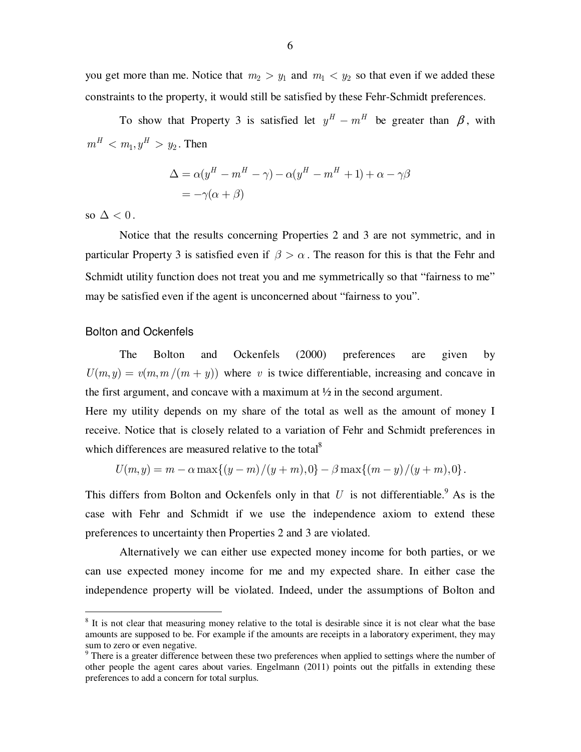you get more than me. Notice that $m_2 > y_1$ and $m_1 < y_2$ so that even if we added these constraints to the property, it would still be satisfied by these Fehr-Schmidt preferences.

To show that Property 3 is satisfied let $y^H - m^H$ be greater than $\beta$, with $m^H < m_1, y^H > y_2$. Then

$$\begin{aligned}\Delta &= \alpha(y^H - m^H - \gamma) - \alpha(y^H - m^H + 1) + \alpha - \gamma\beta \\ &= -\gamma(\alpha + \beta)\end{aligned}$$

so $\Delta < 0$.

Notice that the results concerning Properties 2 and 3 are not symmetric, and in particular Property 3 is satisfied even if $\beta > \alpha$. The reason for this is that the Fehr and Schmidt utility function does not treat you and me symmetrically so that "fairness to me" may be satisfied even if the agent is unconcerned about "fairness to you".

### Bolton and Ockenfels

The Bolton and Ockenfels (2000) preferences are given by $U(m,y) = v(m, m/(m+y))$ where $v$ is twice differentiable, increasing and concave in the first argument, and concave with a maximum at ½ in the second argument.

Here my utility depends on my share of the total as well as the amount of money I receive. Notice that is closely related to a variation of Fehr and Schmidt preferences in which differences are measured relative to the total[8]

$$U(m,y) = m - \alpha \max\{(y-m)/(y+m), 0\} - \beta \max\{(m-y)/(y+m), 0\}.$$

This differs from Bolton and Ockenfels only in that $U$ is not differentiable.[9] As is the case with Fehr and Schmidt if we use the independence axiom to extend these preferences to uncertainty then Properties 2 and 3 are violated.

Alternatively we can either use expected money income for both parties, or we can use expected money income for me and my expected share. In either case the independence property will be violated. Indeed, under the assumptions of Bolton and

[8] It is not clear that measuring money relative to the total is desirable since it is not clear what the base amounts are supposed to be. For example if the amounts are receipts in a laboratory experiment, they may sum to zero or even negative.

[9] There is a greater difference between these two preferences when applied to settings where the number of other people the agent cares about varies. Engelmann (2011) points out the pitfalls in extending these preferences to add a concern for total surplus.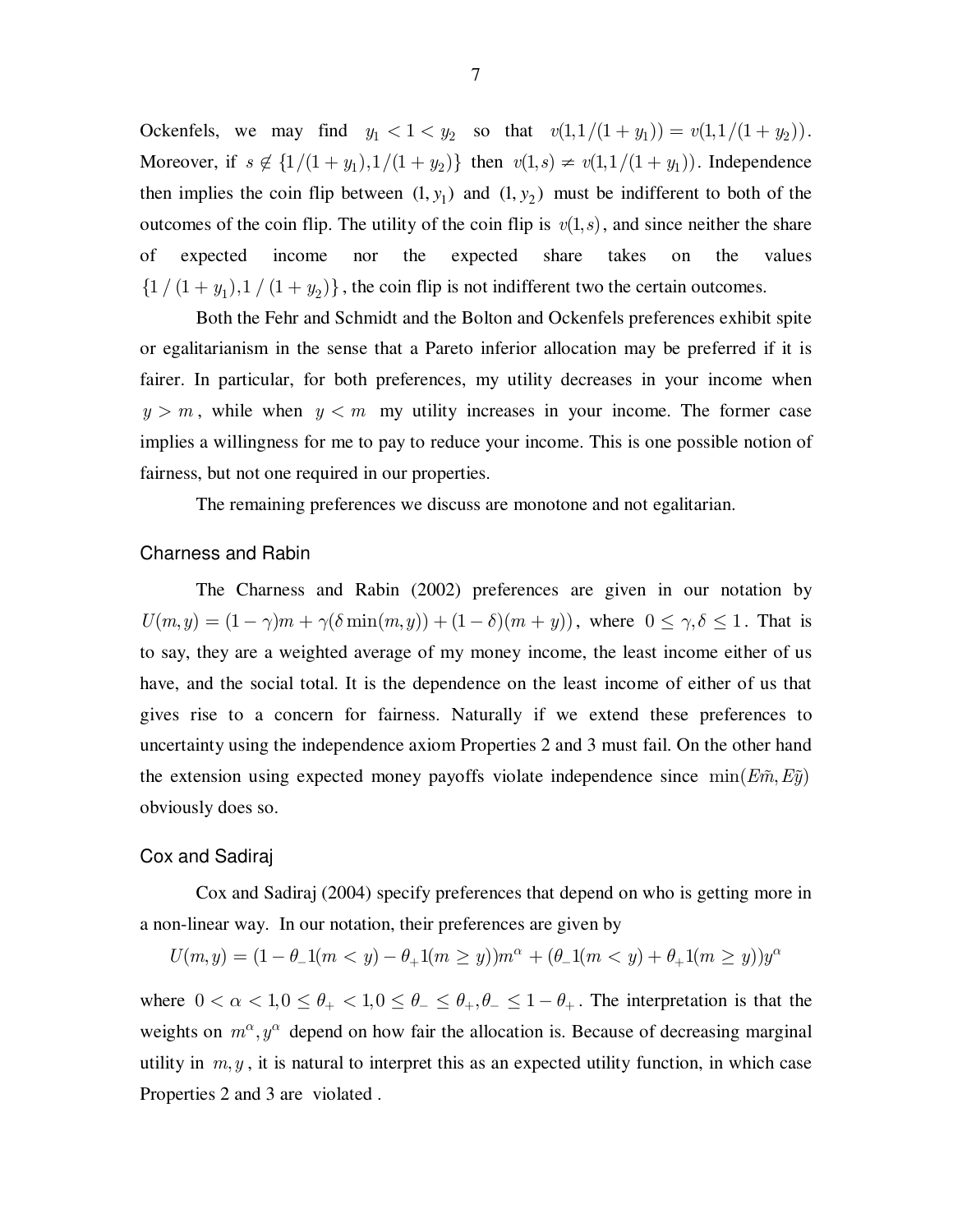Ockenfels, we may find $y_1 < 1 < y_2$ so that $v(1,1/(1+y_1)) = v(1,1/(1+y_2))$. Moreover, if $s \notin \{1/(1+y_1), 1/(1+y_2)\}$ then $v(1,s) \neq v(1,1/(1+y_1))$. Independence then implies the coin flip between $(1, y_1)$ and $(1, y_2)$ must be indifferent to both of the outcomes of the coin flip. The utility of the coin flip is $v(1,s)$, and since neither the share of expected income nor the expected share takes on the values $\{1/(1+y_1), 1/(1+y_2)\}$, the coin flip is not indifferent two the certain outcomes.

Both the Fehr and Schmidt and the Bolton and Ockenfels preferences exhibit spite or egalitarianism in the sense that a Pareto inferior allocation may be preferred if it is fairer. In particular, for both preferences, my utility decreases in your income when $y > m$, while when $y < m$ my utility increases in your income. The former case implies a willingness for me to pay to reduce your income. This is one possible notion of fairness, but not one required in our properties.

The remaining preferences we discuss are monotone and not egalitarian.

### Charness and Rabin

The Charness and Rabin (2002) preferences are given in our notation by $U(m,y) = (1-\gamma)m + \gamma(\delta \min(m,y)) + (1-\delta)(m+y))$, where $0 \leq \gamma, \delta \leq 1$. That is to say, they are a weighted average of my money income, the least income either of us have, and the social total. It is the dependence on the least income of either of us that gives rise to a concern for fairness. Naturally if we extend these preferences to uncertainty using the independence axiom Properties 2 and 3 must fail. On the other hand the extension using expected money payoffs violate independence since $\min(E\tilde{m}, E\tilde{y})$ obviously does so.

### Cox and Sadiraj

Cox and Sadiraj (2004) specify preferences that depend on who is getting more in a non-linear way. In our notation, their preferences are given by

$$U(m,y) = (1 - \theta_{-}1(m < y) - \theta_{+}1(m \geq y))m^{\alpha} + (\theta_{-}1(m < y) + \theta_{+}1(m \geq y))y^{\alpha}$$

where $0 < \alpha < 1, 0 \leq \theta_{+} < 1, 0 \leq \theta_{-} \leq \theta_{+}, \theta_{-} \leq 1 - \theta_{+}$. The interpretation is that the weights on $m^{\alpha}, y^{\alpha}$ depend on how fair the allocation is. Because of decreasing marginal utility in $m, y$, it is natural to interpret this as an expected utility function, in which case Properties 2 and 3 are violated .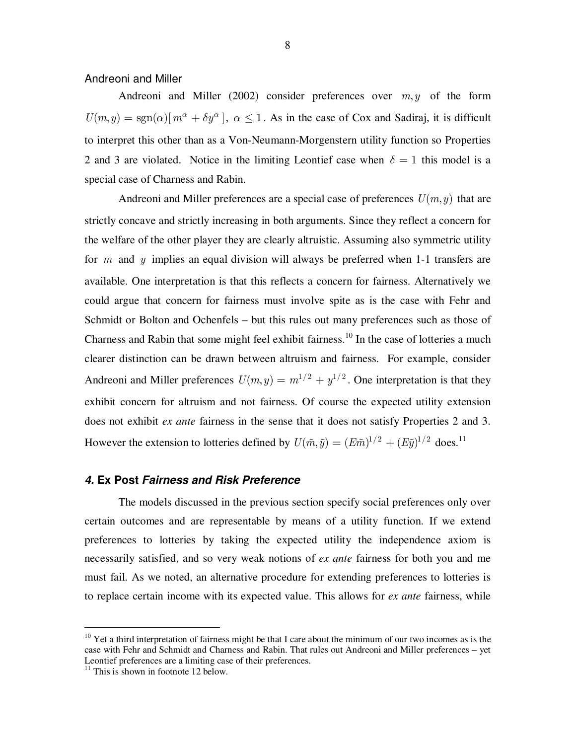Andreoni and Miller

Andreoni and Miller (2002) consider preferences over $m, y$ of the form $U(m,y) = \text{sgn}(\alpha)[\, m^{\alpha} + \delta y^{\alpha}\,],\ \alpha \leq 1$. As in the case of Cox and Sadiraj, it is difficult to interpret this other than as a Von-Neumann-Morgenstern utility function so Properties 2 and 3 are violated. Notice in the limiting Leontief case when $\delta = 1$ this model is a special case of Charness and Rabin.

Andreoni and Miller preferences are a special case of preferences $U(m,y)$ that are strictly concave and strictly increasing in both arguments. Since they reflect a concern for the welfare of the other player they are clearly altruistic. Assuming also symmetric utility for $m$ and $y$ implies an equal division will always be preferred when 1-1 transfers are available. One interpretation is that this reflects a concern for fairness. Alternatively we could argue that concern for fairness must involve spite as is the case with Fehr and Schmidt or Bolton and Ochenfels – but this rules out many preferences such as those of Charness and Rabin that some might feel exhibit fairness.[10] In the case of lotteries a much clearer distinction can be drawn between altruism and fairness. For example, consider Andreoni and Miller preferences $U(m,y) = m^{1/2} + y^{1/2}$. One interpretation is that they exhibit concern for altruism and not fairness. Of course the expected utility extension does not exhibit *ex ante* fairness in the sense that it does not satisfy Properties 2 and 3. However the extension to lotteries defined by $U(\tilde{m},\tilde{y}) = (E\tilde{m})^{1/2} + (E\tilde{y})^{1/2}$ does.[11]

## 4. Ex Post *Fairness and Risk Preference*

The models discussed in the previous section specify social preferences only over certain outcomes and are representable by means of a utility function. If we extend preferences to lotteries by taking the expected utility the independence axiom is necessarily satisfied, and so very weak notions of *ex ante* fairness for both you and me must fail. As we noted, an alternative procedure for extending preferences to lotteries is to replace certain income with its expected value. This allows for *ex ante* fairness, while

---

[10] Yet a third interpretation of fairness might be that I care about the minimum of our two incomes as is the case with Fehr and Schmidt and Charness and Rabin. That rules out Andreoni and Miller preferences – yet Leontief preferences are a limiting case of their preferences.

[11] This is shown in footnote 12 below.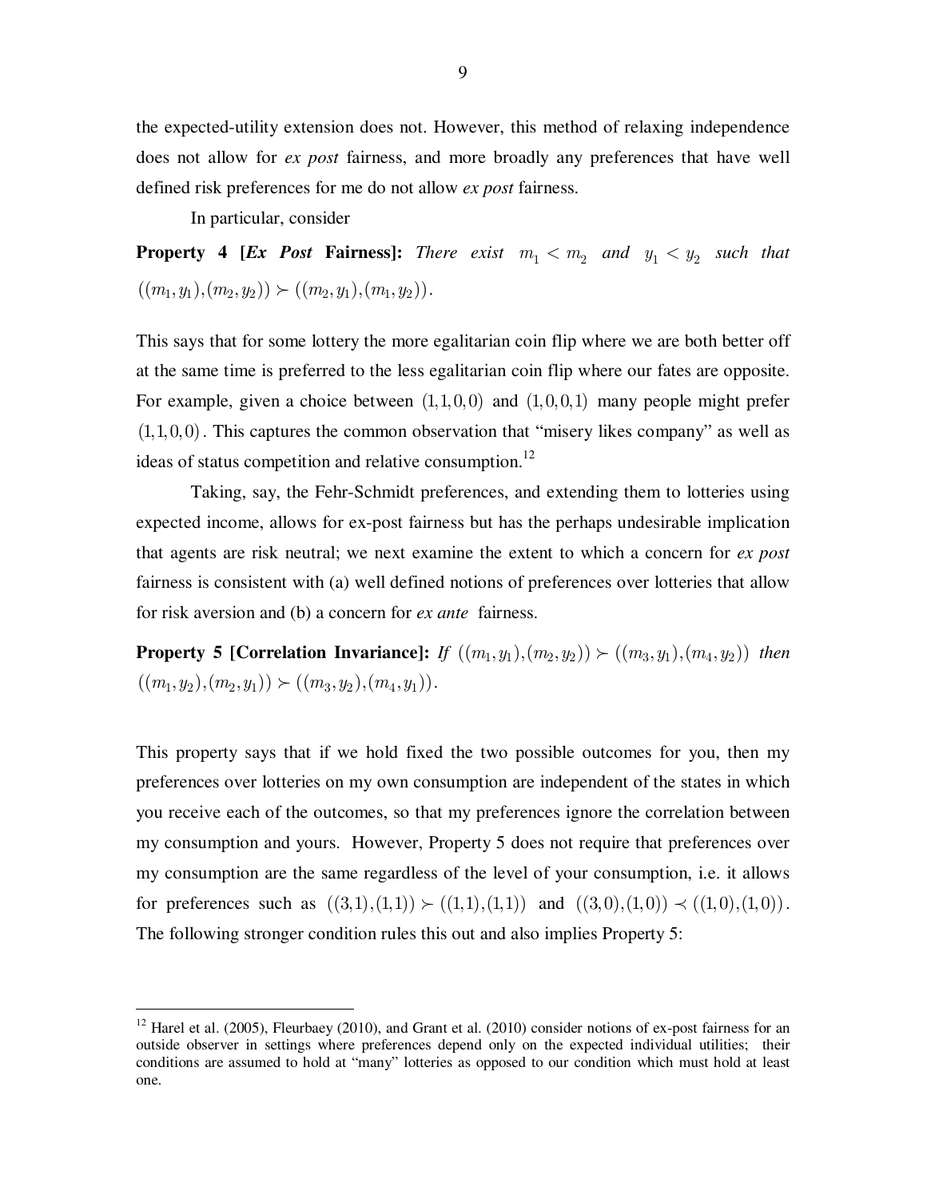the expected-utility extension does not. However, this method of relaxing independence does not allow for *ex post* fairness, and more broadly any preferences that have well defined risk preferences for me do not allow *ex post* fairness.

In particular, consider

**Property 4 [*Ex Post* Fairness]:** *There exist* $m_1 < m_2$ *and* $y_1 < y_2$ *such that* $((m_1, y_1), (m_2, y_2)) \succ ((m_2, y_1), (m_1, y_2))$.

This says that for some lottery the more egalitarian coin flip where we are both better off at the same time is preferred to the less egalitarian coin flip where our fates are opposite. For example, given a choice between $(1,1,0,0)$ and $(1,0,0,1)$ many people might prefer $(1,1,0,0)$. This captures the common observation that "misery likes company" as well as ideas of status competition and relative consumption.[12]

Taking, say, the Fehr-Schmidt preferences, and extending them to lotteries using expected income, allows for ex-post fairness but has the perhaps undesirable implication that agents are risk neutral; we next examine the extent to which a concern for *ex post* fairness is consistent with (a) well defined notions of preferences over lotteries that allow for risk aversion and (b) a concern for *ex ante* fairness.

**Property 5 [Correlation Invariance]:** *If* $((m_1, y_1), (m_2, y_2)) \succ ((m_3, y_1), (m_4, y_2))$ *then* $((m_1, y_2), (m_2, y_1)) \succ ((m_3, y_2), (m_4, y_1))$.

This property says that if we hold fixed the two possible outcomes for you, then my preferences over lotteries on my own consumption are independent of the states in which you receive each of the outcomes, so that my preferences ignore the correlation between my consumption and yours. However, Property 5 does not require that preferences over my consumption are the same regardless of the level of your consumption, i.e. it allows for preferences such as $((3,1),(1,1)) \succ ((1,1),(1,1))$ and $((3,0),(1,0)) \prec ((1,0),(1,0))$. The following stronger condition rules this out and also implies Property 5:

---

[12] Harel et al. (2005), Fleurbaey (2010), and Grant et al. (2010) consider notions of ex-post fairness for an outside observer in settings where preferences depend only on the expected individual utilities; their conditions are assumed to hold at "many" lotteries as opposed to our condition which must hold at least one.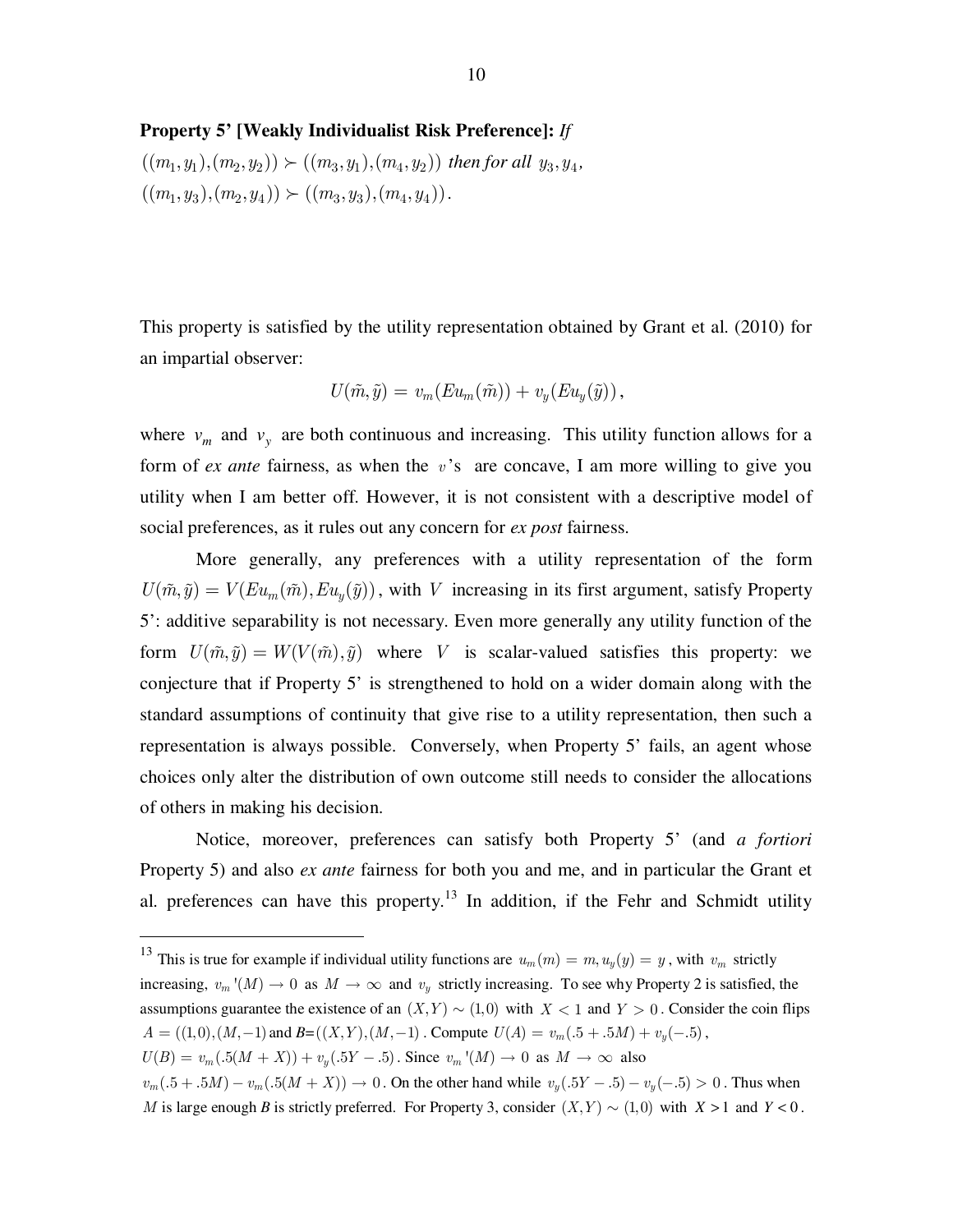**Property 5' [Weakly Individualist Risk Preference]:** *If* $((m_1, y_1), (m_2, y_2)) \succ ((m_3, y_1), (m_4, y_2))$ *then for all* $y_3, y_4$, $((m_1, y_3), (m_2, y_4)) \succ ((m_3, y_3), (m_4, y_4))$.

This property is satisfied by the utility representation obtained by Grant et al. (2010) for an impartial observer:

$$U(\tilde{m}, \tilde{y}) = v_m(Eu_m(\tilde{m})) + v_y(Eu_y(\tilde{y})),$$

where $v_m$ and $v_y$ are both continuous and increasing. This utility function allows for a form of *ex ante* fairness, as when the $v$'s are concave, I am more willing to give you utility when I am better off. However, it is not consistent with a descriptive model of social preferences, as it rules out any concern for *ex post* fairness.

More generally, any preferences with a utility representation of the form $U(\tilde{m}, \tilde{y}) = V(Eu_m(\tilde{m}), Eu_y(\tilde{y}))$, with $V$ increasing in its first argument, satisfy Property 5': additive separability is not necessary. Even more generally any utility function of the form $U(\tilde{m}, \tilde{y}) = W(V(\tilde{m}), \tilde{y})$ where $V$ is scalar-valued satisfies this property: we conjecture that if Property 5' is strengthened to hold on a wider domain along with the standard assumptions of continuity that give rise to a utility representation, then such a representation is always possible. Conversely, when Property 5' fails, an agent whose choices only alter the distribution of own outcome still needs to consider the allocations of others in making his decision.

Notice, moreover, preferences can satisfy both Property 5' (and *a fortiori* Property 5) and also *ex ante* fairness for both you and me, and in particular the Grant et al. preferences can have this property.[13] In addition, if the Fehr and Schmidt utility

---

[13] This is true for example if individual utility functions are $u_m(m) = m, u_y(y) = y$, with $v_m$ strictly increasing, $v_m'(M) \to 0$ as $M \to \infty$ and $v_y$ strictly increasing. To see why Property 2 is satisfied, the assumptions guarantee the existence of an $(X, Y) \sim (1, 0)$ with $X < 1$ and $Y > 0$. Consider the coin flips $A = ((1,0), (M, -1)$ and *B*=$((X, Y), (M, -1)$. Compute $U(A) = v_m(.5 + .5M) + v_y(-.5)$, $U(B) = v_m(.5(M + X)) + v_y(.5Y - .5)$. Since $v_m'(M) \to 0$ as $M \to \infty$ also $v_m(.5 + .5M) - v_m(.5(M + X)) \to 0$. On the other hand while $v_y(.5Y - .5) - v_y(-.5) > 0$. Thus when $M$ is large enough *B* is strictly preferred. For Property 3, consider $(X, Y) \sim (1, 0)$ with $X > 1$ and $Y < 0$.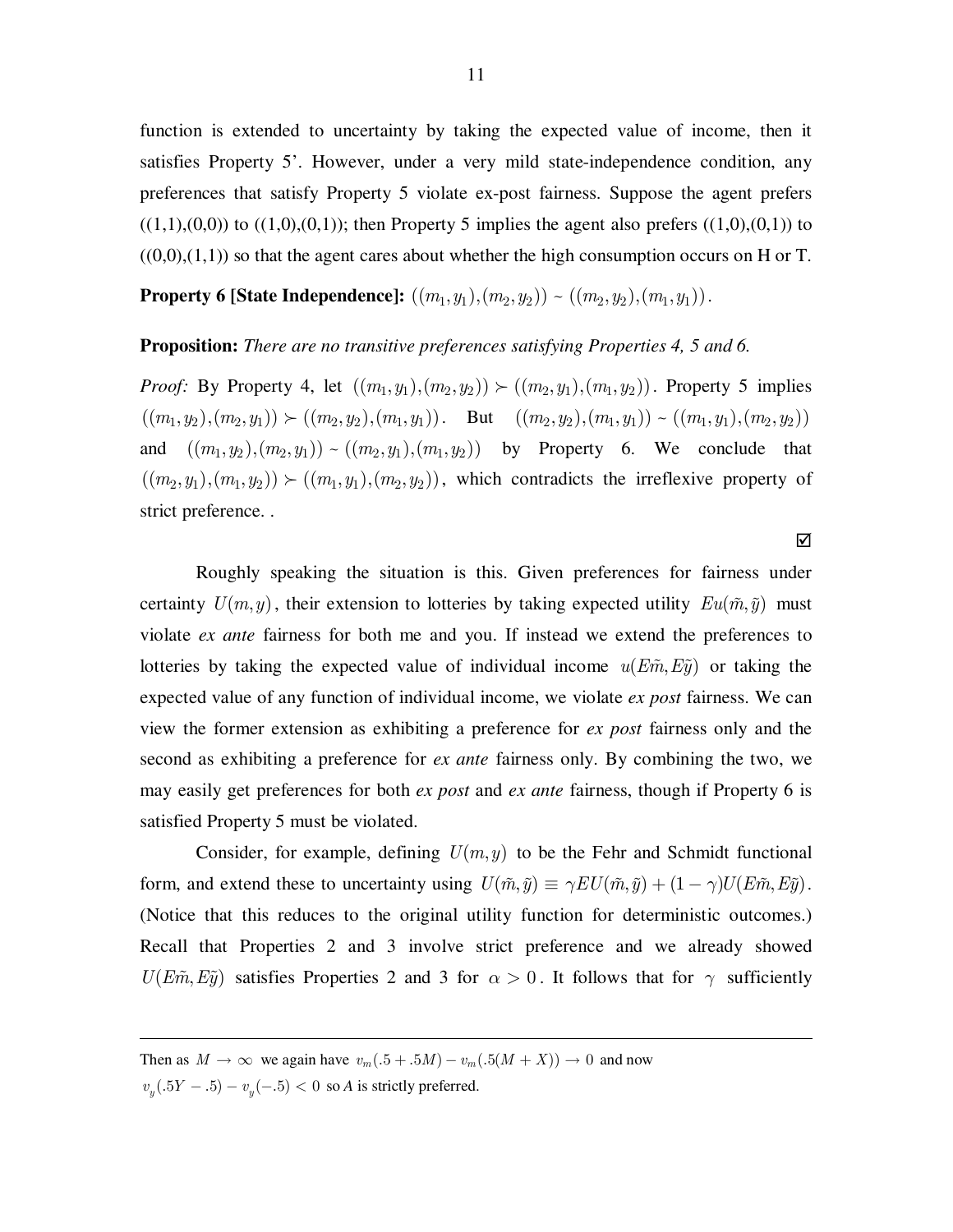function is extended to uncertainty by taking the expected value of income, then it satisfies Property 5'. However, under a very mild state-independence condition, any preferences that satisfy Property 5 violate ex-post fairness. Suppose the agent prefers ((1,1),(0,0)) to ((1,0),(0,1)); then Property 5 implies the agent also prefers ((1,0),(0,1)) to ((0,0),(1,1)) so that the agent cares about whether the high consumption occurs on H or T.

**Property 6 [State Independence]:** $((m_1, y_1),(m_2, y_2)) \sim ((m_2, y_2),(m_1, y_1))$.

**Proposition:** *There are no transitive preferences satisfying Properties 4, 5 and 6.*

*Proof:* By Property 4, let $((m_1, y_1),(m_2, y_2)) \succ ((m_2, y_1),(m_1, y_2))$. Property 5 implies $((m_1, y_2),(m_2, y_1)) \succ ((m_2, y_2),(m_1, y_1))$. But $((m_2, y_2),(m_1, y_1)) \sim ((m_1, y_1),(m_2, y_2))$ and $((m_1, y_2),(m_2, y_1)) \sim ((m_2, y_1),(m_1, y_2))$ by Property 6. We conclude that $((m_2, y_1),(m_1, y_2)) \succ ((m_1, y_1),(m_2, y_2))$, which contradicts the irreflexive property of strict preference. .

☑

Roughly speaking the situation is this. Given preferences for fairness under certainty $U(m, y)$, their extension to lotteries by taking expected utility $Eu(\tilde{m}, \tilde{y})$ must violate *ex ante* fairness for both me and you. If instead we extend the preferences to lotteries by taking the expected value of individual income $u(E\tilde{m}, E\tilde{y})$ or taking the expected value of any function of individual income, we violate *ex post* fairness. We can view the former extension as exhibiting a preference for *ex post* fairness only and the second as exhibiting a preference for *ex ante* fairness only. By combining the two, we may easily get preferences for both *ex post* and *ex ante* fairness, though if Property 6 is satisfied Property 5 must be violated.

Consider, for example, defining $U(m, y)$ to be the Fehr and Schmidt functional form, and extend these to uncertainty using $U(\tilde{m}, \tilde{y}) \equiv \gamma EU(\tilde{m}, \tilde{y}) + (1-\gamma)U(E\tilde{m}, E\tilde{y})$. (Notice that this reduces to the original utility function for deterministic outcomes.) Recall that Properties 2 and 3 involve strict preference and we already showed $U(E\tilde{m}, E\tilde{y})$ satisfies Properties 2 and 3 for $\alpha > 0$. It follows that for $\gamma$ sufficiently

---

Then as $M \to \infty$ we again have $v_m(.5 + .5M) - v_m(.5(M + X)) \to 0$ and now $v_y(.5Y - .5) - v_y(-.5) < 0$ so *A* is strictly preferred.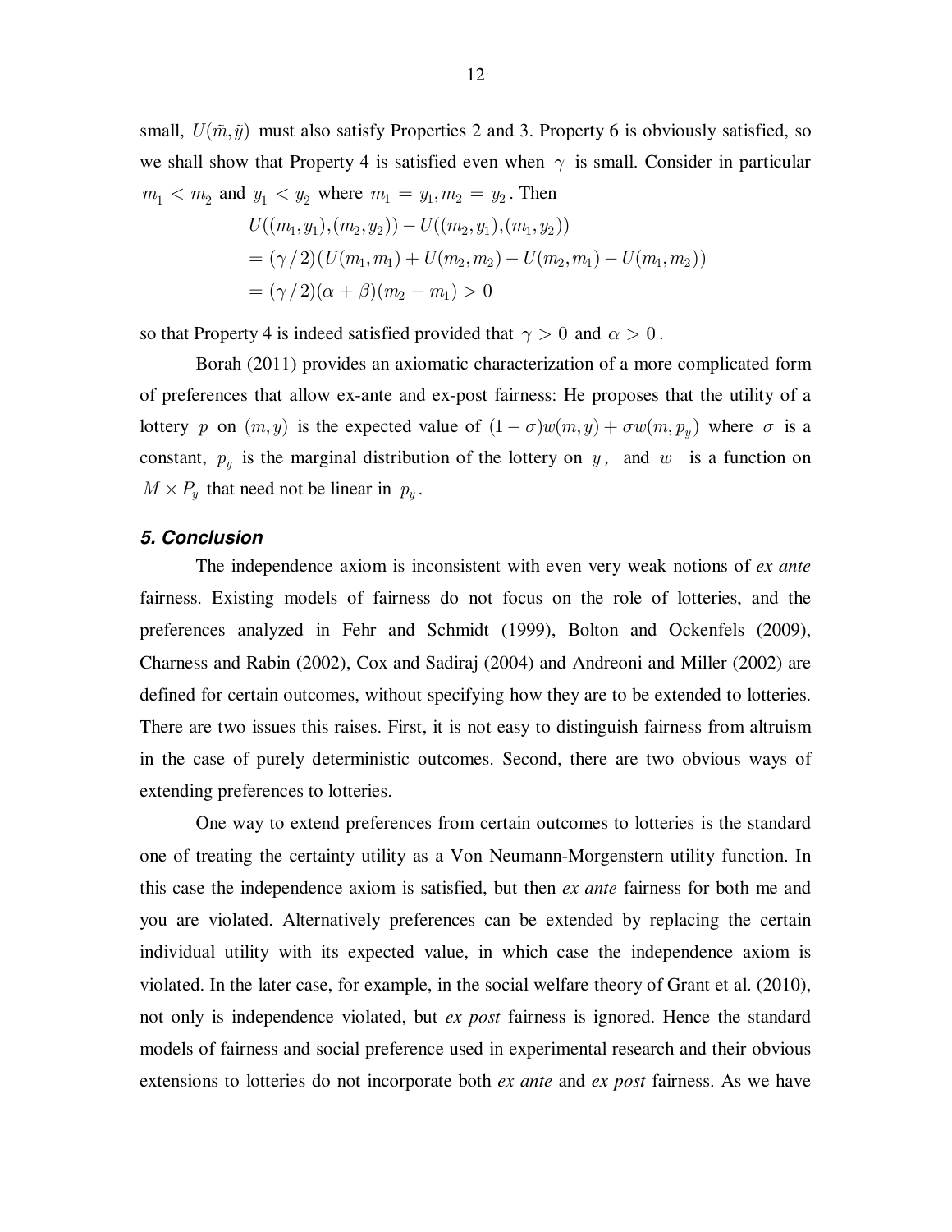small, $U(\tilde{m}, \tilde{y})$ must also satisfy Properties 2 and 3. Property 6 is obviously satisfied, so we shall show that Property 4 is satisfied even when $\gamma$ is small. Consider in particular $m_1 < m_2$ and $y_1 < y_2$ where $m_1 = y_1, m_2 = y_2$. Then

$$
\begin{aligned}
&U((m_1, y_1),(m_2, y_2)) - U((m_2, y_1),(m_1, y_2)) \\
&= (\gamma / 2)(U(m_1, m_1) + U(m_2, m_2) - U(m_2, m_1) - U(m_1, m_2)) \\
&= (\gamma / 2)(\alpha + \beta)(m_2 - m_1) > 0
\end{aligned}
$$

so that Property 4 is indeed satisfied provided that $\gamma > 0$ and $\alpha > 0$.

Borah (2011) provides an axiomatic characterization of a more complicated form of preferences that allow ex-ante and ex-post fairness: He proposes that the utility of a lottery $p$ on $(m, y)$ is the expected value of $(1-\sigma)w(m, y) + \sigma w(m, p_y)$ where $\sigma$ is a constant, $p_y$ is the marginal distribution of the lottery on $y$, and $w$ is a function on $M \times P_y$ that need not be linear in $p_y$.

## 5. Conclusion

The independence axiom is inconsistent with even very weak notions of *ex ante* fairness. Existing models of fairness do not focus on the role of lotteries, and the preferences analyzed in Fehr and Schmidt (1999), Bolton and Ockenfels (2009), Charness and Rabin (2002), Cox and Sadiraj (2004) and Andreoni and Miller (2002) are defined for certain outcomes, without specifying how they are to be extended to lotteries. There are two issues this raises. First, it is not easy to distinguish fairness from altruism in the case of purely deterministic outcomes. Second, there are two obvious ways of extending preferences to lotteries.

One way to extend preferences from certain outcomes to lotteries is the standard one of treating the certainty utility as a Von Neumann-Morgenstern utility function. In this case the independence axiom is satisfied, but then *ex ante* fairness for both me and you are violated. Alternatively preferences can be extended by replacing the certain individual utility with its expected value, in which case the independence axiom is violated. In the later case, for example, in the social welfare theory of Grant et al. (2010), not only is independence violated, but *ex post* fairness is ignored. Hence the standard models of fairness and social preference used in experimental research and their obvious extensions to lotteries do not incorporate both *ex ante* and *ex post* fairness. As we have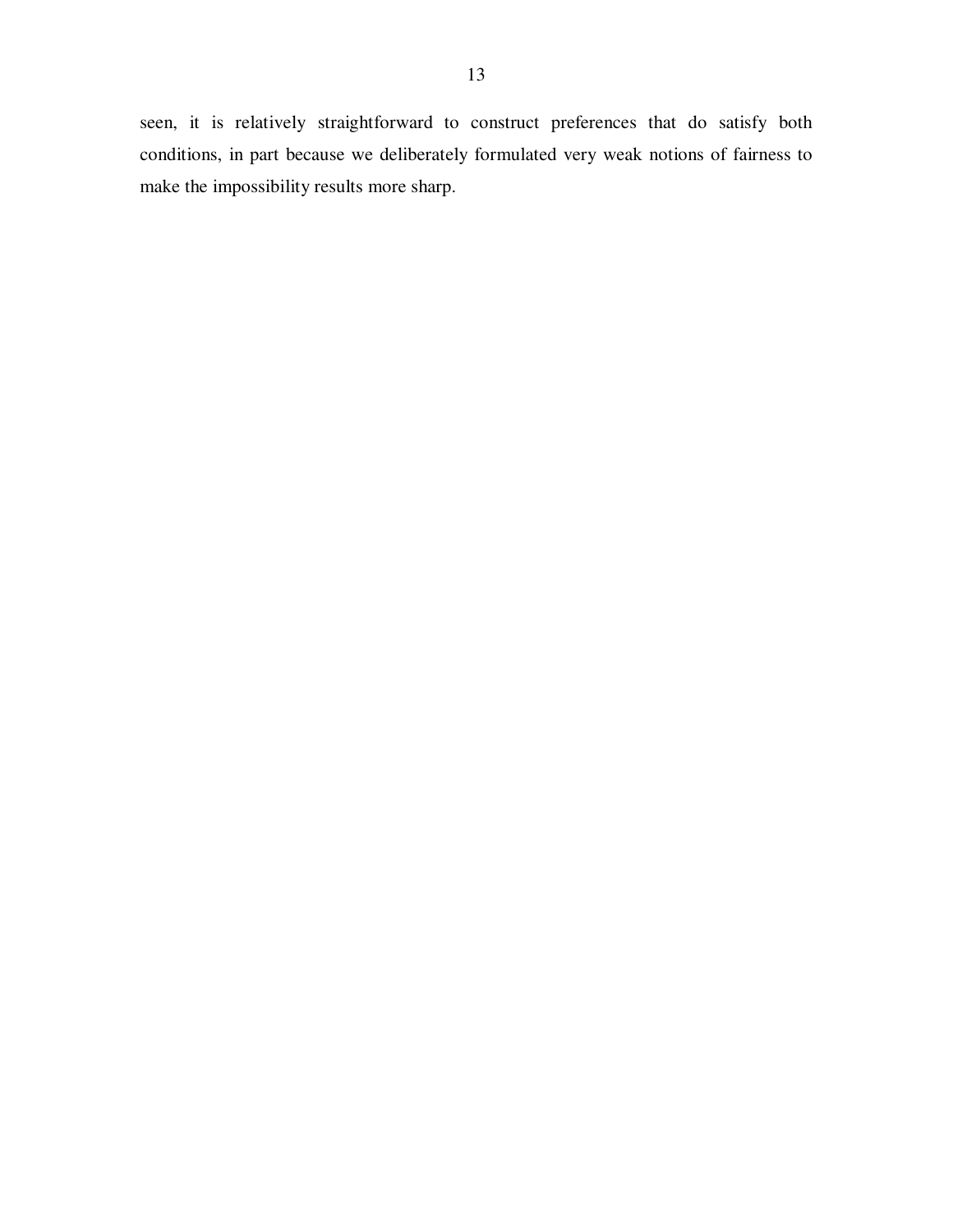seen, it is relatively straightforward to construct preferences that do satisfy both conditions, in part because we deliberately formulated very weak notions of fairness to make the impossibility results more sharp.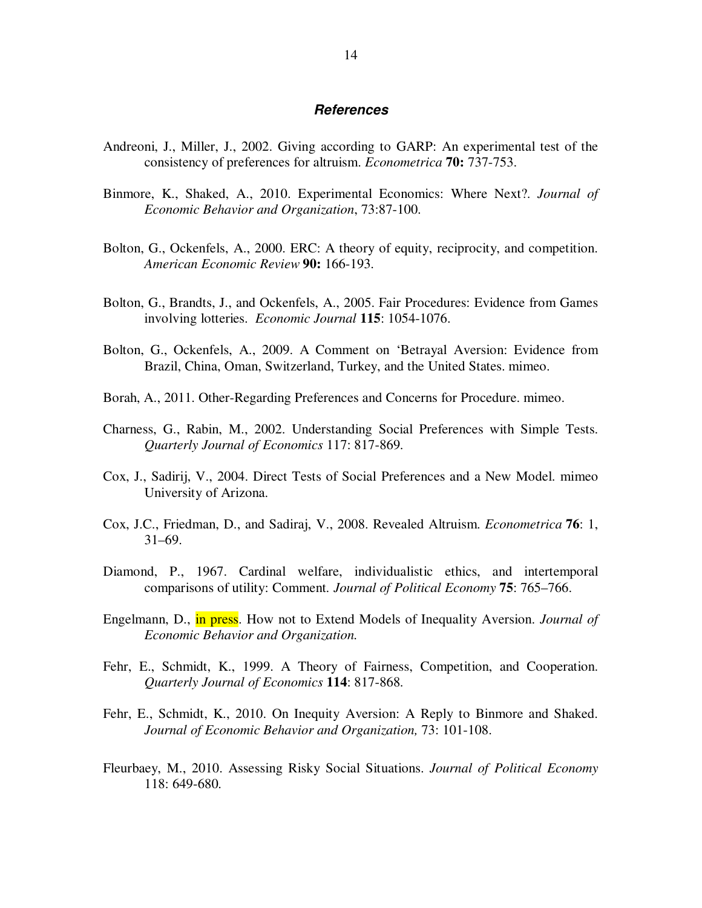## *References*

Andreoni, J., Miller, J., 2002. Giving according to GARP: An experimental test of the consistency of preferences for altruism. *Econometrica* **70:** 737-753.

Binmore, K., Shaked, A., 2010. Experimental Economics: Where Next?. *Journal of Economic Behavior and Organization*, 73:87-100.

Bolton, G., Ockenfels, A., 2000. ERC: A theory of equity, reciprocity, and competition. *American Economic Review* **90:** 166-193.

Bolton, G., Brandts, J., and Ockenfels, A., 2005. Fair Procedures: Evidence from Games involving lotteries. *Economic Journal* **115**: 1054-1076.

Bolton, G., Ockenfels, A., 2009. A Comment on 'Betrayal Aversion: Evidence from Brazil, China, Oman, Switzerland, Turkey, and the United States. mimeo.

Borah, A., 2011. Other-Regarding Preferences and Concerns for Procedure. mimeo.

Charness, G., Rabin, M., 2002. Understanding Social Preferences with Simple Tests. *Quarterly Journal of Economics* 117: 817-869.

Cox, J., Sadirij, V., 2004. Direct Tests of Social Preferences and a New Model. mimeo University of Arizona.

Cox, J.C., Friedman, D., and Sadiraj, V., 2008. Revealed Altruism. *Econometrica* **76**: 1, 31–69.

Diamond, P., 1967. Cardinal welfare, individualistic ethics, and intertemporal comparisons of utility: Comment. *Journal of Political Economy* **75**: 765–766.

Engelmann, D., in press. How not to Extend Models of Inequality Aversion. *Journal of Economic Behavior and Organization.*

Fehr, E., Schmidt, K., 1999. A Theory of Fairness, Competition, and Cooperation. *Quarterly Journal of Economics* **114**: 817-868.

Fehr, E., Schmidt, K., 2010. On Inequity Aversion: A Reply to Binmore and Shaked. *Journal of Economic Behavior and Organization,* 73: 101-108.

Fleurbaey, M., 2010. Assessing Risky Social Situations. *Journal of Political Economy* 118: 649-680.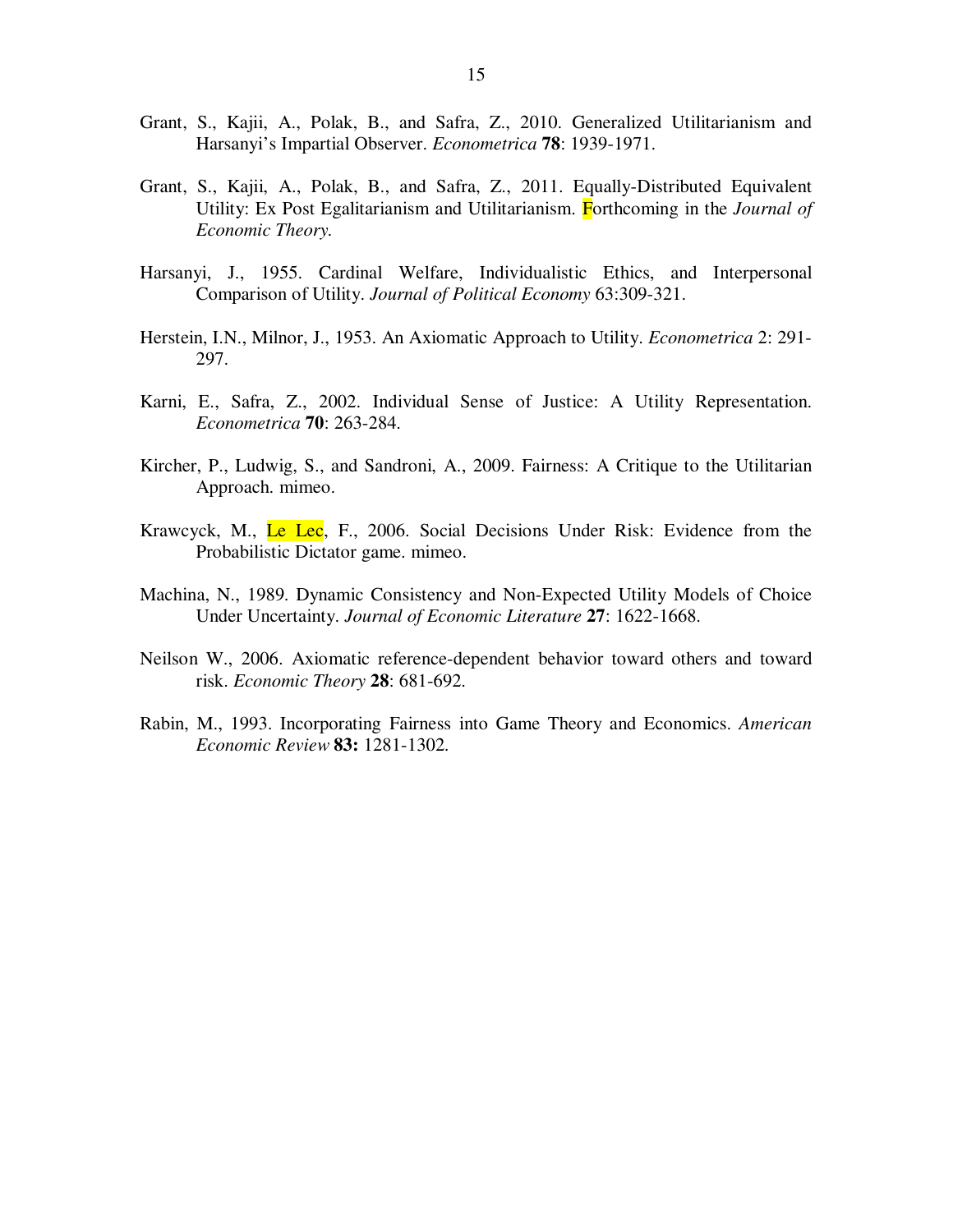Grant, S., Kajii, A., Polak, B., and Safra, Z., 2010. Generalized Utilitarianism and Harsanyi's Impartial Observer. *Econometrica* **78**: 1939-1971.

Grant, S., Kajii, A., Polak, B., and Safra, Z., 2011. Equally-Distributed Equivalent Utility: Ex Post Egalitarianism and Utilitarianism. Forthcoming in the *Journal of Economic Theory.*

Harsanyi, J., 1955. Cardinal Welfare, Individualistic Ethics, and Interpersonal Comparison of Utility. *Journal of Political Economy* 63:309-321.

Herstein, I.N., Milnor, J., 1953. An Axiomatic Approach to Utility. *Econometrica* 2: 291-297.

Karni, E., Safra, Z., 2002. Individual Sense of Justice: A Utility Representation. *Econometrica* **70**: 263-284.

Kircher, P., Ludwig, S., and Sandroni, A., 2009. Fairness: A Critique to the Utilitarian Approach. mimeo.

Krawcyck, M., Le Lec, F., 2006. Social Decisions Under Risk: Evidence from the Probabilistic Dictator game. mimeo.

Machina, N., 1989. Dynamic Consistency and Non-Expected Utility Models of Choice Under Uncertainty. *Journal of Economic Literature* **27**: 1622-1668.

Neilson W., 2006. Axiomatic reference-dependent behavior toward others and toward risk. *Economic Theory* **28**: 681-692.

Rabin, M., 1993. Incorporating Fairness into Game Theory and Economics. *American Economic Review* **83:** 1281-1302.